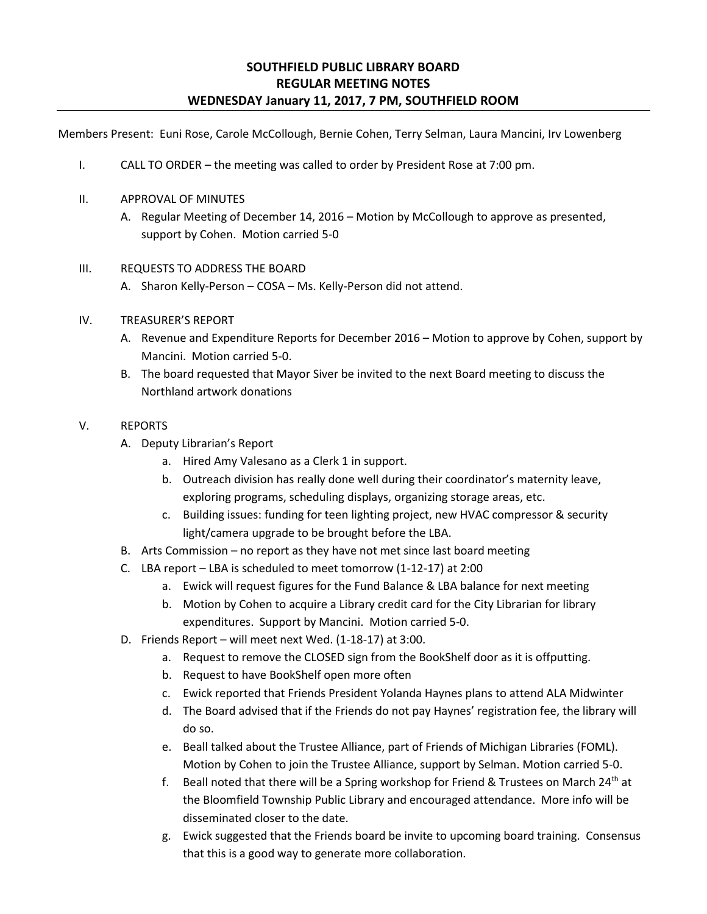# SOUTHFIELD PUBLIC LIBRARY BOARD
## REGULAR MEETING NOTES
## WEDNESDAY January 11, 2017, 7 PM, SOUTHFIELD ROOM

Members Present: Euni Rose, Carole McCollough, Bernie Cohen, Terry Selman, Laura Mancini, Irv Lowenberg

I. CALL TO ORDER – the meeting was called to order by President Rose at 7:00 pm.

II. APPROVAL OF MINUTES
   A. Regular Meeting of December 14, 2016 – Motion by McCollough to approve as presented, support by Cohen. Motion carried 5-0

III. REQUESTS TO ADDRESS THE BOARD
   A. Sharon Kelly-Person – COSA – Ms. Kelly-Person did not attend.

IV. TREASURER'S REPORT
   A. Revenue and Expenditure Reports for December 2016 – Motion to approve by Cohen, support by Mancini. Motion carried 5-0.
   B. The board requested that Mayor Siver be invited to the next Board meeting to discuss the Northland artwork donations

V. REPORTS
   A. Deputy Librarian's Report
      a. Hired Amy Valesano as a Clerk 1 in support.
      b. Outreach division has really done well during their coordinator's maternity leave, exploring programs, scheduling displays, organizing storage areas, etc.
      c. Building issues: funding for teen lighting project, new HVAC compressor & security light/camera upgrade to be brought before the LBA.
   B. Arts Commission – no report as they have not met since last board meeting
   C. LBA report – LBA is scheduled to meet tomorrow (1-12-17) at 2:00
      a. Ewick will request figures for the Fund Balance & LBA balance for next meeting
      b. Motion by Cohen to acquire a Library credit card for the City Librarian for library expenditures. Support by Mancini. Motion carried 5-0.
   D. Friends Report – will meet next Wed. (1-18-17) at 3:00.
      a. Request to remove the CLOSED sign from the BookShelf door as it is offputting.
      b. Request to have BookShelf open more often
      c. Ewick reported that Friends President Yolanda Haynes plans to attend ALA Midwinter
      d. The Board advised that if the Friends do not pay Haynes' registration fee, the library will do so.
      e. Beall talked about the Trustee Alliance, part of Friends of Michigan Libraries (FOML). Motion by Cohen to join the Trustee Alliance, support by Selman. Motion carried 5-0.
      f. Beall noted that there will be a Spring workshop for Friend & Trustees on March 24th at the Bloomfield Township Public Library and encouraged attendance. More info will be disseminated closer to the date.
      g. Ewick suggested that the Friends board be invite to upcoming board training. Consensus that this is a good way to generate more collaboration.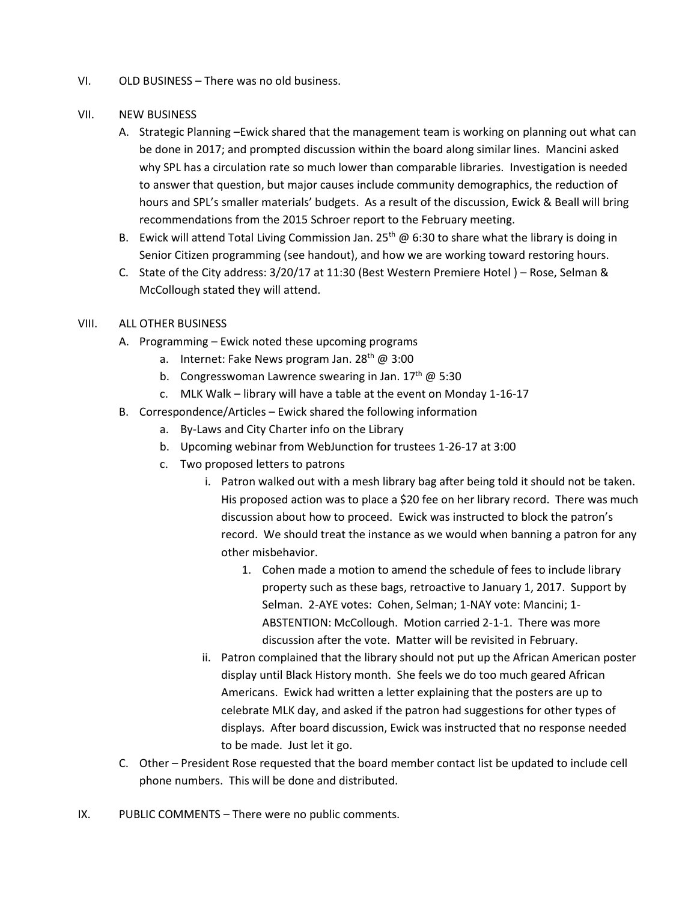VI. OLD BUSINESS – There was no old business.

VII. NEW BUSINESS

A. Strategic Planning –Ewick shared that the management team is working on planning out what can be done in 2017; and prompted discussion within the board along similar lines. Mancini asked why SPL has a circulation rate so much lower than comparable libraries. Investigation is needed to answer that question, but major causes include community demographics, the reduction of hours and SPL's smaller materials' budgets. As a result of the discussion, Ewick & Beall will bring recommendations from the 2015 Schroer report to the February meeting.

B. Ewick will attend Total Living Commission Jan. 25th @ 6:30 to share what the library is doing in Senior Citizen programming (see handout), and how we are working toward restoring hours.

C. State of the City address: 3/20/17 at 11:30 (Best Western Premiere Hotel ) – Rose, Selman & McCollough stated they will attend.

VIII. ALL OTHER BUSINESS

A. Programming – Ewick noted these upcoming programs
   a. Internet: Fake News program Jan. 28th @ 3:00
   b. Congresswoman Lawrence swearing in Jan. 17th @ 5:30
   c. MLK Walk – library will have a table at the event on Monday 1-16-17

B. Correspondence/Articles – Ewick shared the following information
   a. By-Laws and City Charter info on the Library
   b. Upcoming webinar from WebJunction for trustees 1-26-17 at 3:00
   c. Two proposed letters to patrons
      i. Patron walked out with a mesh library bag after being told it should not be taken. His proposed action was to place a $20 fee on her library record. There was much discussion about how to proceed. Ewick was instructed to block the patron's record. We should treat the instance as we would when banning a patron for any other misbehavior.
         1. Cohen made a motion to amend the schedule of fees to include library property such as these bags, retroactive to January 1, 2017. Support by Selman. 2-AYE votes: Cohen, Selman; 1-NAY vote: Mancini; 1-ABSTENTION: McCollough. Motion carried 2-1-1. There was more discussion after the vote. Matter will be revisited in February.
      ii. Patron complained that the library should not put up the African American poster display until Black History month. She feels we do too much geared African Americans. Ewick had written a letter explaining that the posters are up to celebrate MLK day, and asked if the patron had suggestions for other types of displays. After board discussion, Ewick was instructed that no response needed to be made. Just let it go.

C. Other – President Rose requested that the board member contact list be updated to include cell phone numbers. This will be done and distributed.

IX. PUBLIC COMMENTS – There were no public comments.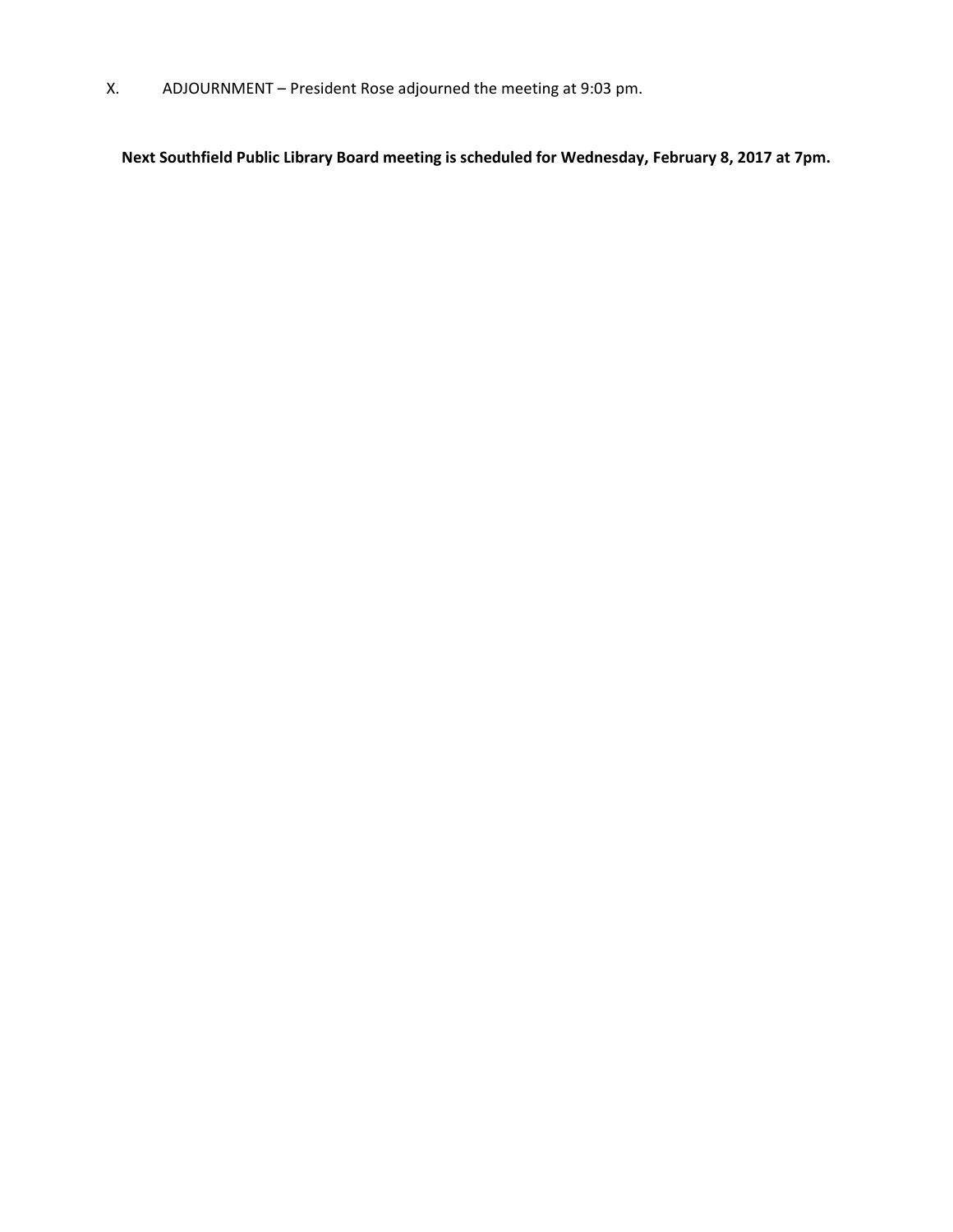X. ADJOURNMENT – President Rose adjourned the meeting at 9:03 pm.

**Next Southfield Public Library Board meeting is scheduled for Wednesday, February 8, 2017 at 7pm.**